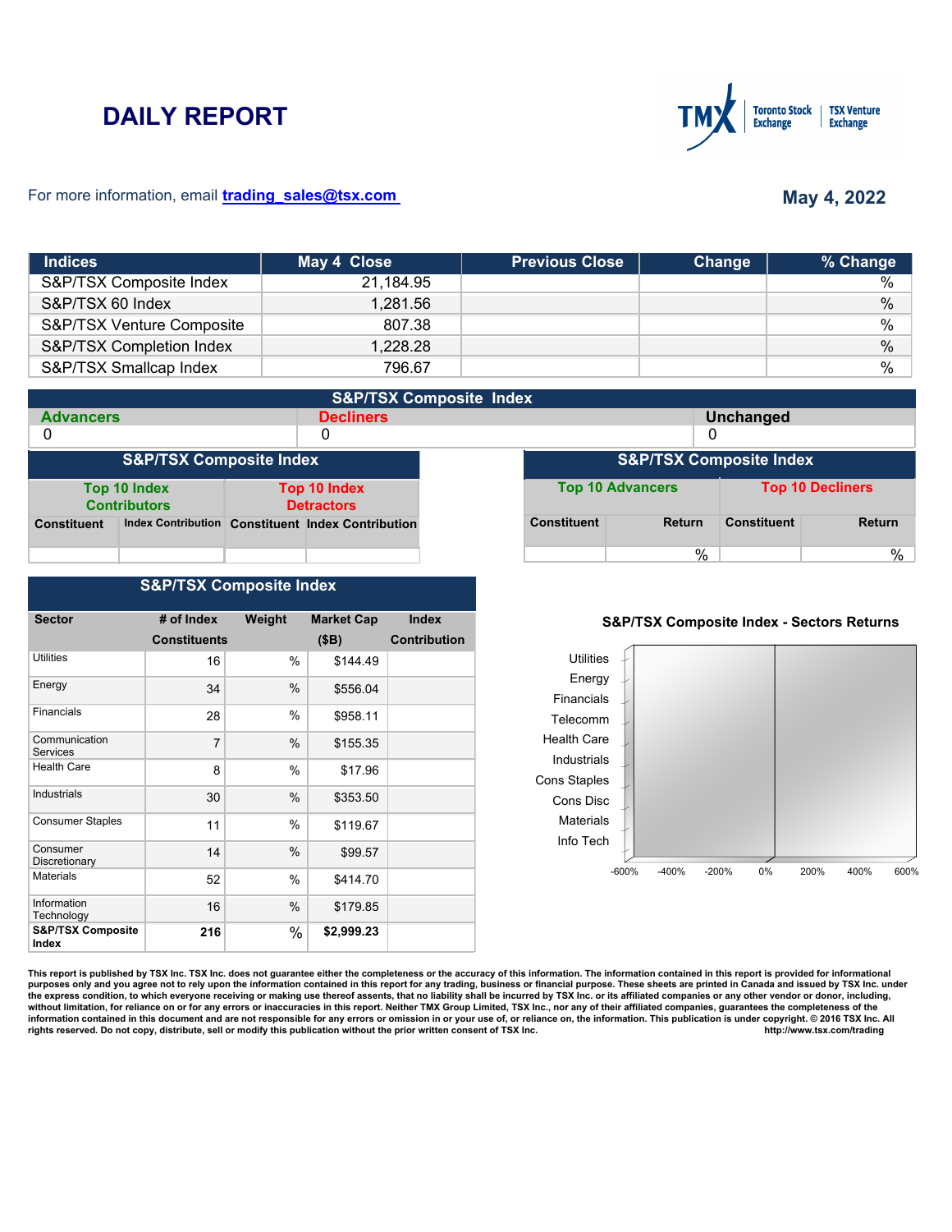# DAILY REPORT

For more information, email **trading_sales@tsx.com**

**May 4, 2022**

| Indices | May 4 Close | Previous Close | Change | % Change |
|---|---|---|---|---|
| S&P/TSX Composite Index | 21,184.95 | | | % |
| S&P/TSX 60 Index | 1,281.56 | | | % |
| S&P/TSX Venture Composite | 807.38 | | | % |
| S&P/TSX Completion Index | 1,228.28 | | | % |
| S&P/TSX Smallcap Index | 796.67 | | | % |

## S&P/TSX Composite Index

| Advancers | Decliners | Unchanged |
|---|---|---|
| 0 | 0 | 0 |

## S&P/TSX Composite Index

| Top 10 Index Contributors | | Top 10 Index Detractors | |
|---|---|---|---|
| Constituent | Index Contribution | Constituent | Index Contribution |
| | | | |

## S&P/TSX Composite Index

| Top 10 Advancers | | Top 10 Decliners | |
|---|---|---|---|
| Constituent | Return | Constituent | Return |
| | % | | % |

## S&P/TSX Composite Index

| Sector | # of Index Constituents | Weight | Market Cap ($B) | Index Contribution |
|---|---|---|---|---|
| Utilities | 16 | % | $144.49 | |
| Energy | 34 | % | $556.04 | |
| Financials | 28 | % | $958.11 | |
| Communication Services | 7 | % | $155.35 | |
| Health Care | 8 | % | $17.96 | |
| Industrials | 30 | % | $353.50 | |
| Consumer Staples | 11 | % | $119.67 | |
| Consumer Discretionary | 14 | % | $99.57 | |
| Materials | 52 | % | $414.70 | |
| Information Technology | 16 | % | $179.85 | |
| **S&P/TSX Composite Index** | **216** | % | **$2,999.23** | |

**S&P/TSX Composite Index - Sectors Returns**

Utilities, Energy, Financials, Telecomm, Health Care, Industrials, Cons Staples, Cons Disc, Materials, Info Tech

-600% -400% -200% 0% 200% 400% 600%

This report is published by TSX Inc. TSX Inc. does not guarantee either the completeness or the accuracy of this information. The information contained in this report is provided for informational purposes only and you agree not to rely upon the information contained in this report for any trading, business or financial purpose. These sheets are printed in Canada and issued by TSX Inc. under the express condition, to which everyone receiving or making use thereof assents, that no liability shall be incurred by TSX Inc. or its affiliated companies or any other vendor or donor, including, without limitation, for reliance on or for any errors or inaccuracies in this report. Neither TMX Group Limited, TSX Inc., nor any of their affiliated companies, guarantees the completeness of the information contained in this document and are not responsible for any errors or omission in or your use of, or reliance on, the information. This publication is under copyright. © 2016 TSX Inc. All rights reserved. Do not copy, distribute, sell or modify this publication without the prior written consent of TSX Inc. http://www.tsx.com/trading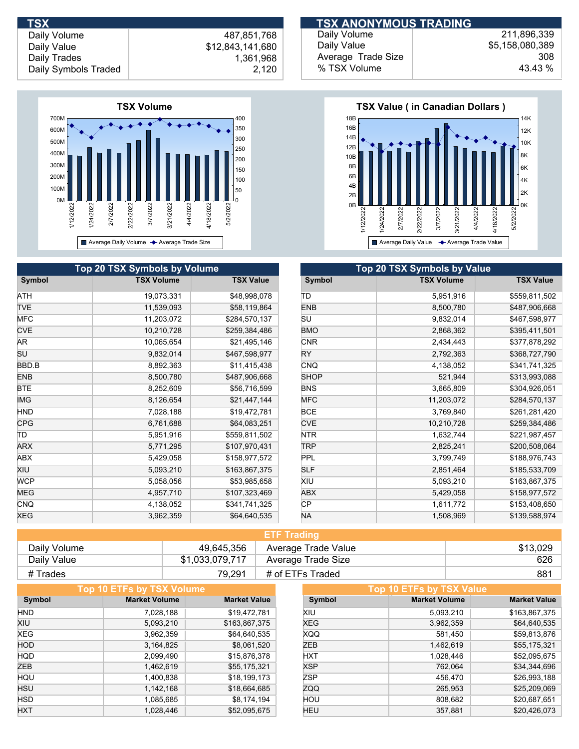## TSX

| | |
|---|---|
| Daily Volume | 487,851,768 |
| Daily Value | $12,843,141,680 |
| Daily Trades | 1,361,968 |
| Daily Symbols Traded | 2,120 |

## TSX ANONYMOUS TRADING

| | |
|---|---|
| Daily Volume | 211,896,339 |
| Daily Value | $5,158,080,389 |
| Average Trade Size | 308 |
| % TSX Volume | 43.43 % |

**TSX Volume**

**TSX Value ( in Canadian Dollars )**

## Top 20 TSX Symbols by Volume

| Symbol | TSX Volume | TSX Value |
|---|---|---|
| ATH | 19,073,331 | $48,998,078 |
| TVE | 11,539,093 | $58,119,864 |
| MFC | 11,203,072 | $284,570,137 |
| CVE | 10,210,728 | $259,384,486 |
| AR | 10,065,654 | $21,495,146 |
| SU | 9,832,014 | $467,598,977 |
| BBD.B | 8,892,363 | $11,415,438 |
| ENB | 8,500,780 | $487,906,668 |
| BTE | 8,252,609 | $56,716,599 |
| IMG | 8,126,654 | $21,447,144 |
| HND | 7,028,188 | $19,472,781 |
| CPG | 6,761,688 | $64,083,251 |
| TD | 5,951,916 | $559,811,502 |
| ARX | 5,771,295 | $107,970,431 |
| ABX | 5,429,058 | $158,977,572 |
| XIU | 5,093,210 | $163,867,375 |
| WCP | 5,058,056 | $53,985,658 |
| MEG | 4,957,710 | $107,323,469 |
| CNQ | 4,138,052 | $341,741,325 |
| XEG | 3,962,359 | $64,640,535 |

## Top 20 TSX Symbols by Value

| Symbol | TSX Volume | TSX Value |
|---|---|---|
| TD | 5,951,916 | $559,811,502 |
| ENB | 8,500,780 | $487,906,668 |
| SU | 9,832,014 | $467,598,977 |
| BMO | 2,868,362 | $395,411,501 |
| CNR | 2,434,443 | $377,878,292 |
| RY | 2,792,363 | $368,727,790 |
| CNQ | 4,138,052 | $341,741,325 |
| SHOP | 521,944 | $313,993,088 |
| BNS | 3,665,809 | $304,926,051 |
| MFC | 11,203,072 | $284,570,137 |
| BCE | 3,769,840 | $261,281,420 |
| CVE | 10,210,728 | $259,384,486 |
| NTR | 1,632,744 | $221,987,457 |
| TRP | 2,825,241 | $200,508,064 |
| PPL | 3,799,749 | $188,976,743 |
| SLF | 2,851,464 | $185,533,709 |
| XIU | 5,093,210 | $163,867,375 |
| ABX | 5,429,058 | $158,977,572 |
| CP | 1,611,772 | $153,408,650 |
| NA | 1,508,969 | $139,588,974 |

## ETF Trading

| | | | |
|---|---|---|---|
| Daily Volume | 49,645,356 | Average Trade Value | $13,029 |
| Daily Value | $1,033,079,717 | Average Trade Size | 626 |
| # Trades | 79,291 | # of ETFs Traded | 881 |

## Top 10 ETFs by TSX Volume

| Symbol | Market Volume | Market Value |
|---|---|---|
| HND | 7,028,188 | $19,472,781 |
| XIU | 5,093,210 | $163,867,375 |
| XEG | 3,962,359 | $64,640,535 |
| HOD | 3,164,825 | $8,061,520 |
| HQD | 2,099,490 | $15,876,378 |
| ZEB | 1,462,619 | $55,175,321 |
| HQU | 1,400,838 | $18,199,173 |
| HSU | 1,142,168 | $18,664,685 |
| HSD | 1,085,685 | $8,174,194 |
| HXT | 1,028,446 | $52,095,675 |

## Top 10 ETFs by TSX Value

| Symbol | Market Volume | Market Value |
|---|---|---|
| XIU | 5,093,210 | $163,867,375 |
| XEG | 3,962,359 | $64,640,535 |
| XQQ | 581,450 | $59,813,876 |
| ZEB | 1,462,619 | $55,175,321 |
| HXT | 1,028,446 | $52,095,675 |
| XSP | 762,064 | $34,344,696 |
| ZSP | 456,470 | $26,993,188 |
| ZQQ | 265,953 | $25,209,069 |
| HOU | 808,682 | $20,687,651 |
| HEU | 357,881 | $20,426,073 |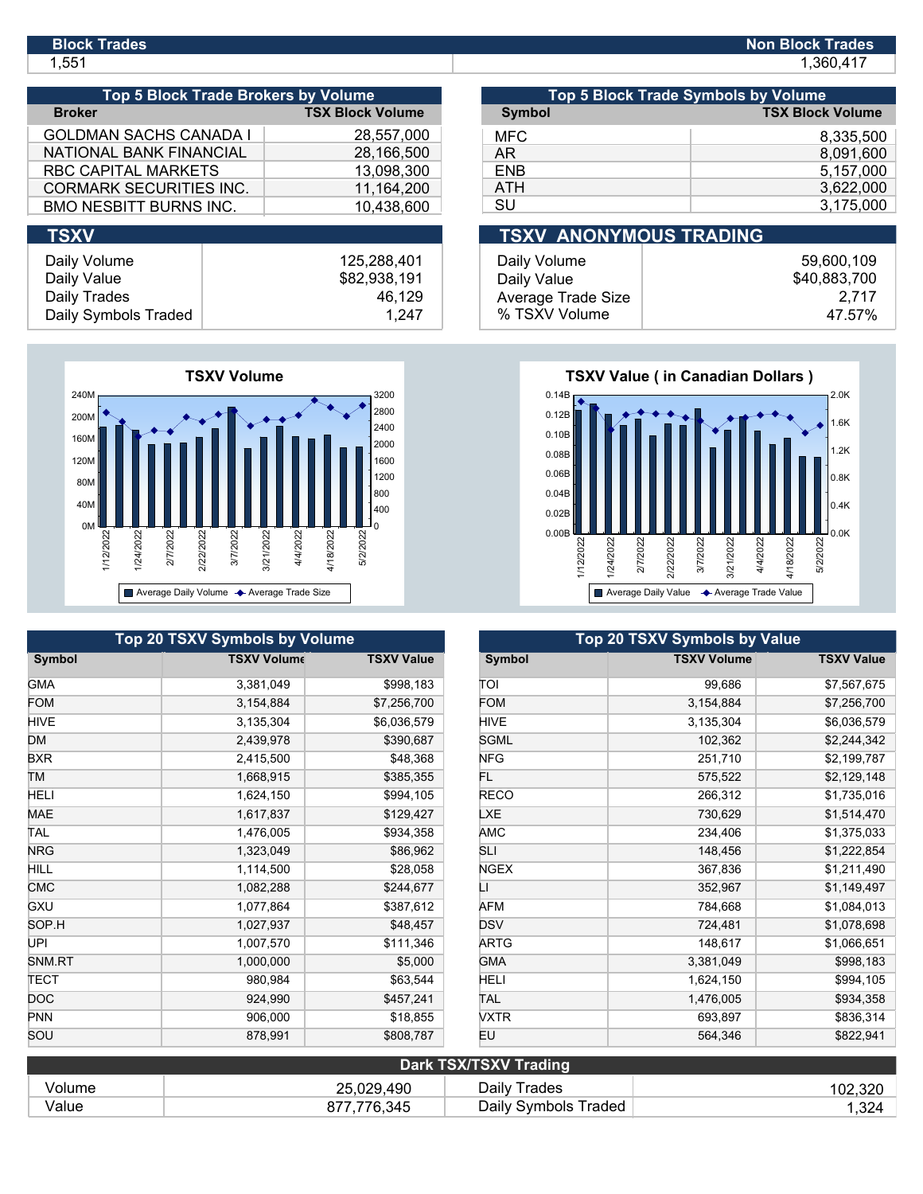| Block Trades | Non Block Trades |
|---|---|
| 1,551 | 1,360,417 |

## Top 5 Block Trade Brokers by Volume

| Broker | TSX Block Volume |
|---|---|
| GOLDMAN SACHS CANADA I | 28,557,000 |
| NATIONAL BANK FINANCIAL | 28,166,500 |
| RBC CAPITAL MARKETS | 13,098,300 |
| CORMARK SECURITIES INC. | 11,164,200 |
| BMO NESBITT BURNS INC. | 10,438,600 |

## Top 5 Block Trade Symbols by Volume

| Symbol | TSX Block Volume |
|---|---|
| MFC | 8,335,500 |
| AR | 8,091,600 |
| ENB | 5,157,000 |
| ATH | 3,622,000 |
| SU | 3,175,000 |

## TSXV

| | |
|---|---|
| Daily Volume | 125,288,401 |
| Daily Value | $82,938,191 |
| Daily Trades | 46,129 |
| Daily Symbols Traded | 1,247 |

## TSXV ANONYMOUS TRADING

| | |
|---|---|
| Daily Volume | 59,600,109 |
| Daily Value | $40,883,700 |
| Average Trade Size | 2,717 |
| % TSXV Volume | 47.57% |

TSXV Volume

240M 200M 160M 120M 80M 40M 0M

3200 2800 2400 2000 1600 1200 800 400 0

1/12/2022 1/24/2022 2/7/2022 2/22/2022 3/7/2022 3/21/2022 4/4/2022 4/18/2022 5/2/2022

Average Daily Volume — Average Trade Size

TSXV Value ( in Canadian Dollars )

0.14B 0.12B 0.10B 0.08B 0.06B 0.04B 0.02B 0.00B

2.0K 1.6K 1.2K 0.8K 0.4K 0.0K

1/12/2022 1/24/2022 2/7/2022 2/22/2022 3/7/2022 3/21/2022 4/4/2022 4/18/2022 5/2/2022

Average Daily Value — Average Trade Value

## Top 20 TSXV Symbols by Volume

| Symbol | TSXV Volume | TSXV Value |
|---|---|---|
| GMA | 3,381,049 | $998,183 |
| FOM | 3,154,884 | $7,256,700 |
| HIVE | 3,135,304 | $6,036,579 |
| DM | 2,439,978 | $390,687 |
| BXR | 2,415,500 | $48,368 |
| TM | 1,668,915 | $385,355 |
| HELI | 1,624,150 | $994,105 |
| MAE | 1,617,837 | $129,427 |
| TAL | 1,476,005 | $934,358 |
| NRG | 1,323,049 | $86,962 |
| HILL | 1,114,500 | $28,058 |
| CMC | 1,082,288 | $244,677 |
| GXU | 1,077,864 | $387,612 |
| SOP.H | 1,027,937 | $48,457 |
| UPI | 1,007,570 | $111,346 |
| SNM.RT | 1,000,000 | $5,000 |
| TECT | 980,984 | $63,544 |
| DOC | 924,990 | $457,241 |
| PNN | 906,000 | $18,855 |
| SOU | 878,991 | $808,787 |

## Top 20 TSXV Symbols by Value

| Symbol | TSXV Volume | TSXV Value |
|---|---|---|
| TOI | 99,686 | $7,567,675 |
| FOM | 3,154,884 | $7,256,700 |
| HIVE | 3,135,304 | $6,036,579 |
| SGML | 102,362 | $2,244,342 |
| NFG | 251,710 | $2,199,787 |
| FL | 575,522 | $2,129,148 |
| RECO | 266,312 | $1,735,016 |
| LXE | 730,629 | $1,514,470 |
| AMC | 234,406 | $1,375,033 |
| SLI | 148,456 | $1,222,854 |
| NGEX | 367,836 | $1,211,490 |
| LI | 352,967 | $1,149,497 |
| AFM | 784,668 | $1,084,013 |
| DSV | 724,481 | $1,078,698 |
| ARTG | 148,617 | $1,066,651 |
| GMA | 3,381,049 | $998,183 |
| HELI | 1,624,150 | $994,105 |
| TAL | 1,476,005 | $934,358 |
| VXTR | 693,897 | $836,314 |
| EU | 564,346 | $822,941 |

## Dark TSX/TSXV Trading

| | | | |
|---|---|---|---|
| Volume | 25,029,490 | Daily Trades | 102,320 |
| Value | 877,776,345 | Daily Symbols Traded | 1,324 |